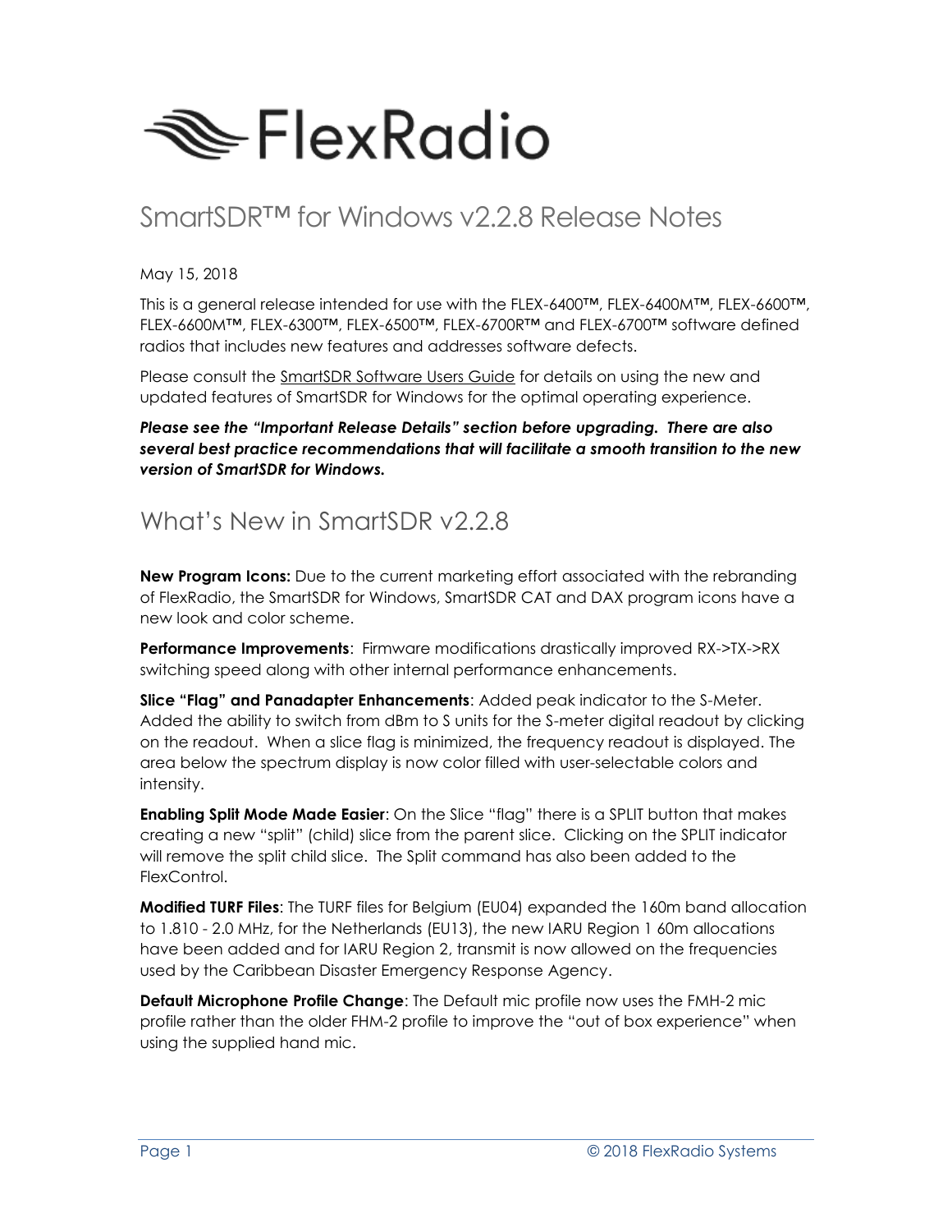# FlexRadio

## SmartSDR™ for Windows v2.2.8 Release Notes

May 15, 2018

This is a general release intended for use with the FLEX-6400™, FLEX-6400M™, FLEX-6600™, FLEX-6600M™, FLEX-6300™, FLEX-6500™, FLEX-6700R™ and FLEX-6700™ software defined radios that includes new features and addresses software defects.

Please consult the SmartSDR Software Users Guide for details on using the new and updated features of SmartSDR for Windows for the optimal operating experience.

***Please see the "Important Release Details" section before upgrading. There are also several best practice recommendations that will facilitate a smooth transition to the new version of SmartSDR for Windows.***

## What's New in SmartSDR v2.2.8

**New Program Icons:** Due to the current marketing effort associated with the rebranding of FlexRadio, the SmartSDR for Windows, SmartSDR CAT and DAX program icons have a new look and color scheme.

**Performance Improvements**: Firmware modifications drastically improved RX->TX->RX switching speed along with other internal performance enhancements.

**Slice "Flag" and Panadapter Enhancements**: Added peak indicator to the S-Meter. Added the ability to switch from dBm to S units for the S-meter digital readout by clicking on the readout. When a slice flag is minimized, the frequency readout is displayed. The area below the spectrum display is now color filled with user-selectable colors and intensity.

**Enabling Split Mode Made Easier**: On the Slice "flag" there is a SPLIT button that makes creating a new "split" (child) slice from the parent slice. Clicking on the SPLIT indicator will remove the split child slice. The Split command has also been added to the FlexControl.

**Modified TURF Files**: The TURF files for Belgium (EU04) expanded the 160m band allocation to 1.810 - 2.0 MHz, for the Netherlands (EU13), the new IARU Region 1 60m allocations have been added and for IARU Region 2, transmit is now allowed on the frequencies used by the Caribbean Disaster Emergency Response Agency.

**Default Microphone Profile Change**: The Default mic profile now uses the FMH-2 mic profile rather than the older FHM-2 profile to improve the "out of box experience" when using the supplied hand mic.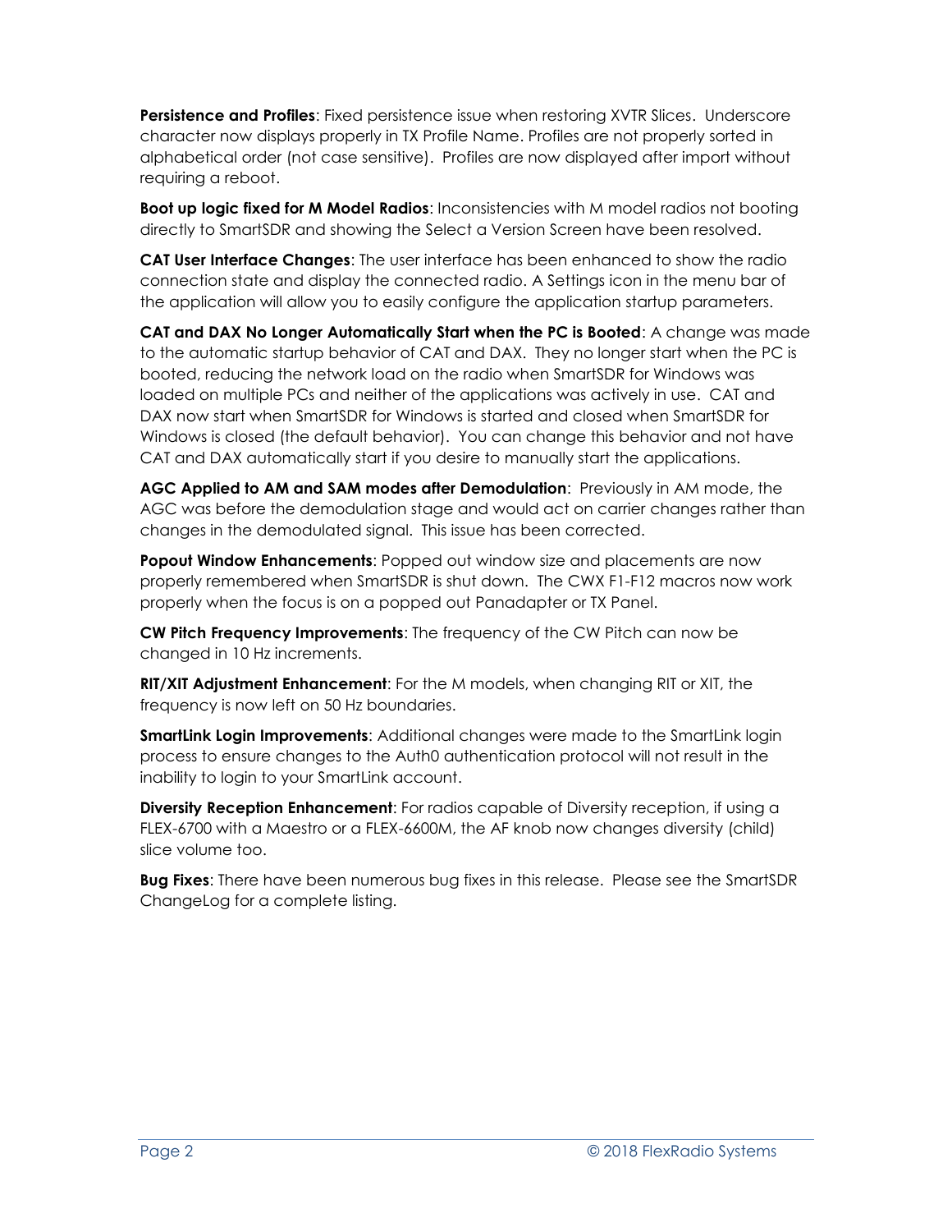**Persistence and Profiles**: Fixed persistence issue when restoring XVTR Slices. Underscore character now displays properly in TX Profile Name. Profiles are not properly sorted in alphabetical order (not case sensitive). Profiles are now displayed after import without requiring a reboot.

**Boot up logic fixed for M Model Radios**: Inconsistencies with M model radios not booting directly to SmartSDR and showing the Select a Version Screen have been resolved.

**CAT User Interface Changes**: The user interface has been enhanced to show the radio connection state and display the connected radio. A Settings icon in the menu bar of the application will allow you to easily configure the application startup parameters.

**CAT and DAX No Longer Automatically Start when the PC is Booted**: A change was made to the automatic startup behavior of CAT and DAX. They no longer start when the PC is booted, reducing the network load on the radio when SmartSDR for Windows was loaded on multiple PCs and neither of the applications was actively in use. CAT and DAX now start when SmartSDR for Windows is started and closed when SmartSDR for Windows is closed (the default behavior). You can change this behavior and not have CAT and DAX automatically start if you desire to manually start the applications.

**AGC Applied to AM and SAM modes after Demodulation**: Previously in AM mode, the AGC was before the demodulation stage and would act on carrier changes rather than changes in the demodulated signal. This issue has been corrected.

**Popout Window Enhancements**: Popped out window size and placements are now properly remembered when SmartSDR is shut down. The CWX F1-F12 macros now work properly when the focus is on a popped out Panadapter or TX Panel.

**CW Pitch Frequency Improvements**: The frequency of the CW Pitch can now be changed in 10 Hz increments.

**RIT/XIT Adjustment Enhancement**: For the M models, when changing RIT or XIT, the frequency is now left on 50 Hz boundaries.

**SmartLink Login Improvements**: Additional changes were made to the SmartLink login process to ensure changes to the Auth0 authentication protocol will not result in the inability to login to your SmartLink account.

**Diversity Reception Enhancement**: For radios capable of Diversity reception, if using a FLEX-6700 with a Maestro or a FLEX-6600M, the AF knob now changes diversity (child) slice volume too.

**Bug Fixes**: There have been numerous bug fixes in this release. Please see the SmartSDR ChangeLog for a complete listing.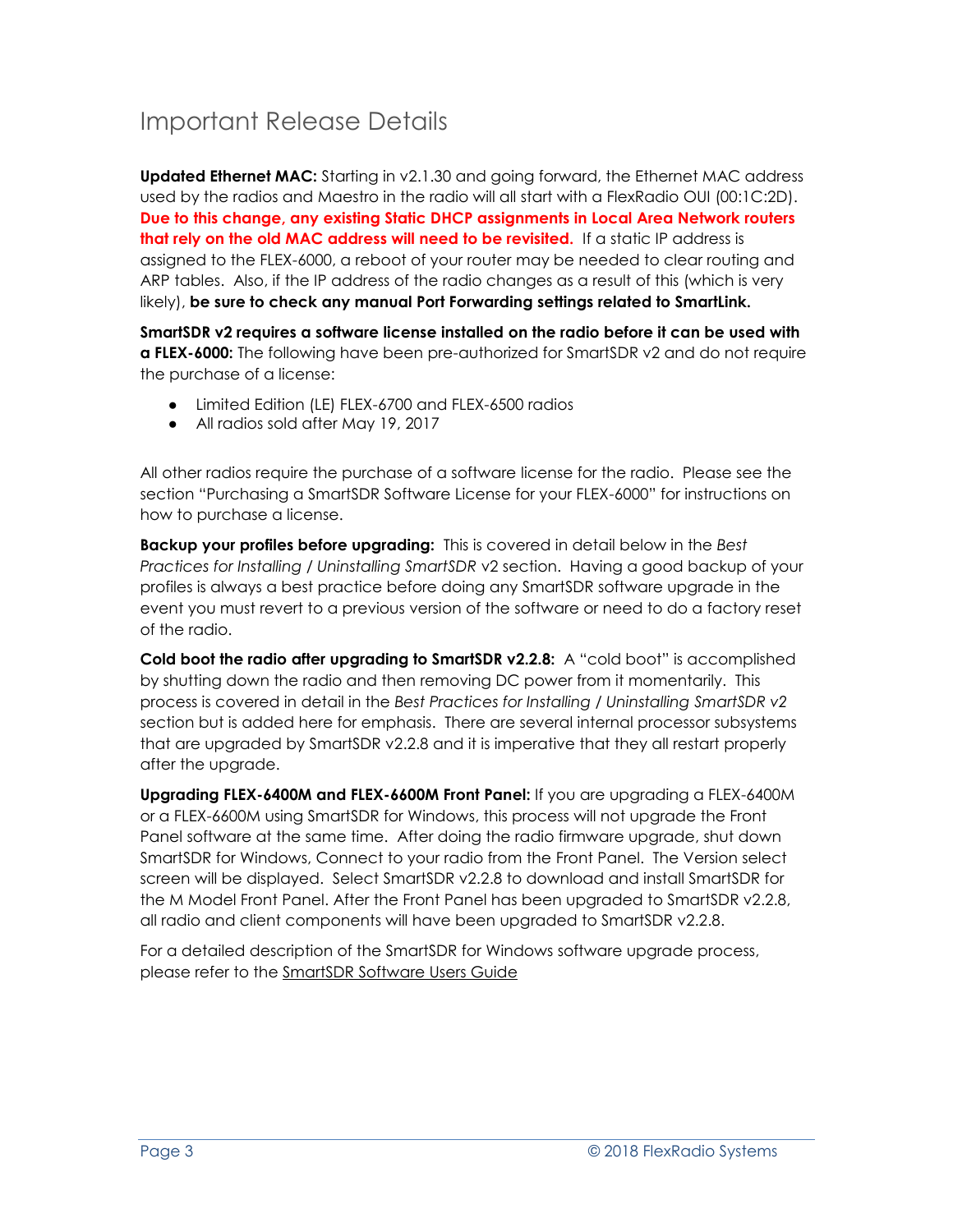# Important Release Details

**Updated Ethernet MAC:** Starting in v2.1.30 and going forward, the Ethernet MAC address used by the radios and Maestro in the radio will all start with a FlexRadio OUI (00:1C:2D). **Due to this change, any existing Static DHCP assignments in Local Area Network routers that rely on the old MAC address will need to be revisited.** If a static IP address is assigned to the FLEX-6000, a reboot of your router may be needed to clear routing and ARP tables. Also, if the IP address of the radio changes as a result of this (which is very likely), **be sure to check any manual Port Forwarding settings related to SmartLink.**

**SmartSDR v2 requires a software license installed on the radio before it can be used with a FLEX-6000:** The following have been pre-authorized for SmartSDR v2 and do not require the purchase of a license:

- Limited Edition (LE) FLEX-6700 and FLEX-6500 radios
- All radios sold after May 19, 2017

All other radios require the purchase of a software license for the radio. Please see the section "Purchasing a SmartSDR Software License for your FLEX-6000" for instructions on how to purchase a license.

**Backup your profiles before upgrading:** This is covered in detail below in the *Best Practices for Installing / Uninstalling SmartSDR* v2 section. Having a good backup of your profiles is always a best practice before doing any SmartSDR software upgrade in the event you must revert to a previous version of the software or need to do a factory reset of the radio.

**Cold boot the radio after upgrading to SmartSDR v2.2.8:** A "cold boot" is accomplished by shutting down the radio and then removing DC power from it momentarily. This process is covered in detail in the *Best Practices for Installing / Uninstalling SmartSDR v2* section but is added here for emphasis. There are several internal processor subsystems that are upgraded by SmartSDR v2.2.8 and it is imperative that they all restart properly after the upgrade.

**Upgrading FLEX-6400M and FLEX-6600M Front Panel:** If you are upgrading a FLEX-6400M or a FLEX-6600M using SmartSDR for Windows, this process will not upgrade the Front Panel software at the same time. After doing the radio firmware upgrade, shut down SmartSDR for Windows, Connect to your radio from the Front Panel. The Version select screen will be displayed. Select SmartSDR v2.2.8 to download and install SmartSDR for the M Model Front Panel. After the Front Panel has been upgraded to SmartSDR v2.2.8, all radio and client components will have been upgraded to SmartSDR v2.2.8.

For a detailed description of the SmartSDR for Windows software upgrade process, please refer to the SmartSDR Software Users Guide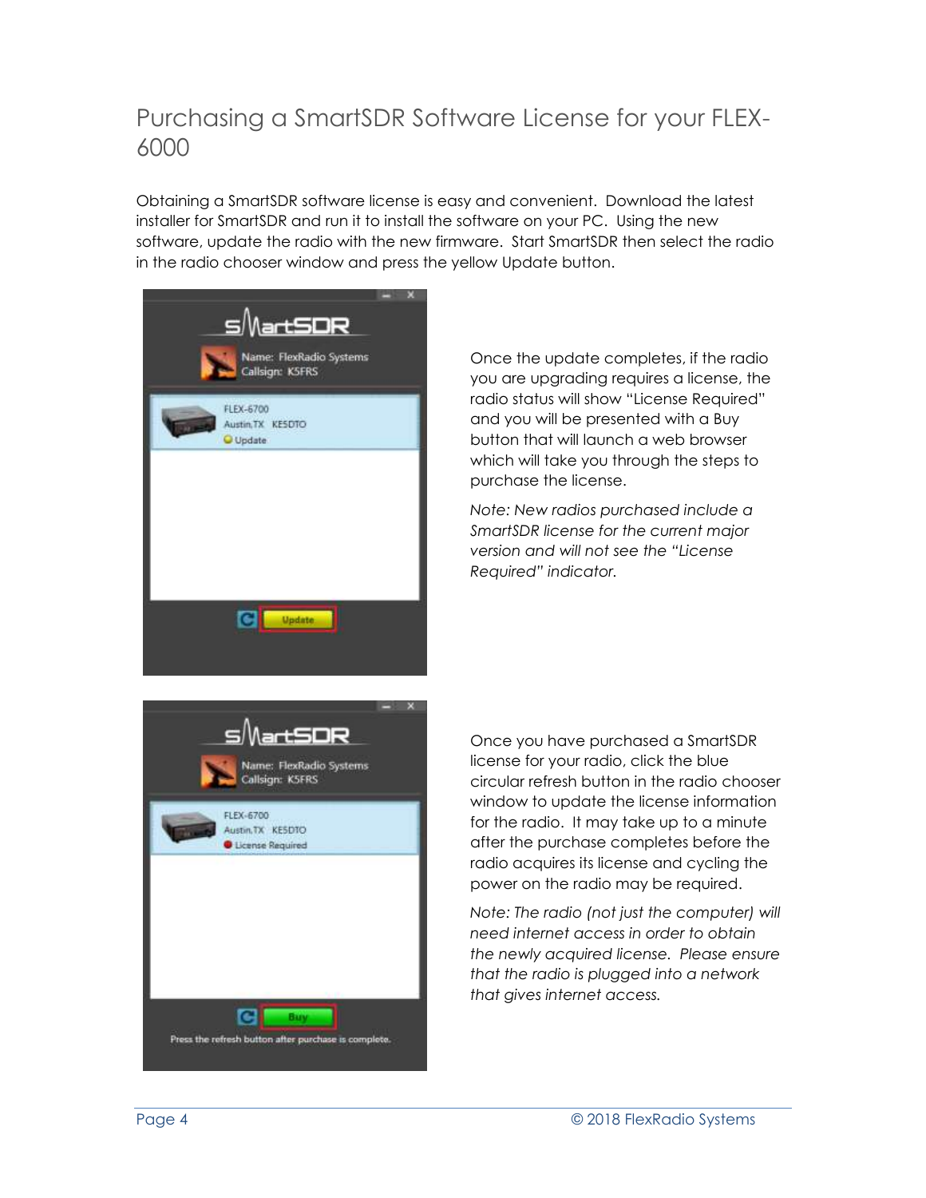# Purchasing a SmartSDR Software License for your FLEX-6000

Obtaining a SmartSDR software license is easy and convenient. Download the latest installer for SmartSDR and run it to install the software on your PC. Using the new software, update the radio with the new firmware. Start SmartSDR then select the radio in the radio chooser window and press the yellow Update button.

Once the update completes, if the radio you are upgrading requires a license, the radio status will show "License Required" and you will be presented with a Buy button that will launch a web browser which will take you through the steps to purchase the license.

*Note: New radios purchased include a SmartSDR license for the current major version and will not see the "License Required" indicator.*

Once you have purchased a SmartSDR license for your radio, click the blue circular refresh button in the radio chooser window to update the license information for the radio. It may take up to a minute after the purchase completes before the radio acquires its license and cycling the power on the radio may be required.

*Note: The radio (not just the computer) will need internet access in order to obtain the newly acquired license. Please ensure that the radio is plugged into a network that gives internet access.*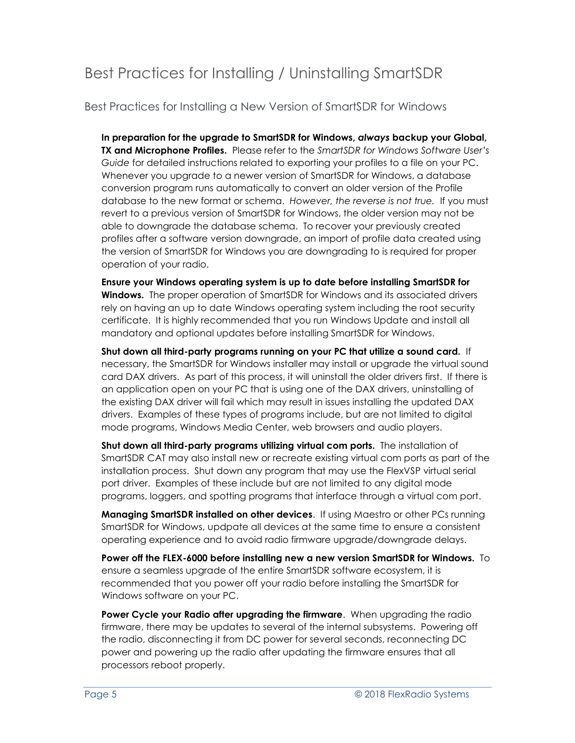# Best Practices for Installing / Uninstalling SmartSDR

## Best Practices for Installing a New Version of SmartSDR for Windows

**In preparation for the upgrade to SmartSDR for Windows, *always* backup your Global, TX and Microphone Profiles.** Please refer to the *SmartSDR for Windows Software User's Guide* for detailed instructions related to exporting your profiles to a file on your PC. Whenever you upgrade to a newer version of SmartSDR for Windows, a database conversion program runs automatically to convert an older version of the Profile database to the new format or schema. *However, the reverse is not true.* If you must revert to a previous version of SmartSDR for Windows, the older version may not be able to downgrade the database schema. To recover your previously created profiles after a software version downgrade, an import of profile data created using the version of SmartSDR for Windows you are downgrading to is required for proper operation of your radio.

**Ensure your Windows operating system is up to date before installing SmartSDR for Windows.** The proper operation of SmartSDR for Windows and its associated drivers rely on having an up to date Windows operating system including the root security certificate. It is highly recommended that you run Windows Update and install all mandatory and optional updates before installing SmartSDR for Windows.

**Shut down all third-party programs running on your PC that utilize a sound card.** If necessary, the SmartSDR for Windows installer may install or upgrade the virtual sound card DAX drivers. As part of this process, it will uninstall the older drivers first. If there is an application open on your PC that is using one of the DAX drivers, uninstalling of the existing DAX driver will fail which may result in issues installing the updated DAX drivers. Examples of these types of programs include, but are not limited to digital mode programs, Windows Media Center, web browsers and audio players.

**Shut down all third-party programs utilizing virtual com ports.** The installation of SmartSDR CAT may also install new or recreate existing virtual com ports as part of the installation process. Shut down any program that may use the FlexVSP virtual serial port driver. Examples of these include but are not limited to any digital mode programs, loggers, and spotting programs that interface through a virtual com port.

**Managing SmartSDR installed on other devices**. If using Maestro or other PCs running SmartSDR for Windows, updpate all devices at the same time to ensure a consistent operating experience and to avoid radio firmware upgrade/downgrade delays.

**Power off the FLEX-6000 before installing new a new version SmartSDR for Windows.** To ensure a seamless upgrade of the entire SmartSDR software ecosystem, it is recommended that you power off your radio before installing the SmartSDR for Windows software on your PC.

**Power Cycle your Radio after upgrading the firmware**. When upgrading the radio firmware, there may be updates to several of the internal subsystems. Powering off the radio, disconnecting it from DC power for several seconds, reconnecting DC power and powering up the radio after updating the firmware ensures that all processors reboot properly.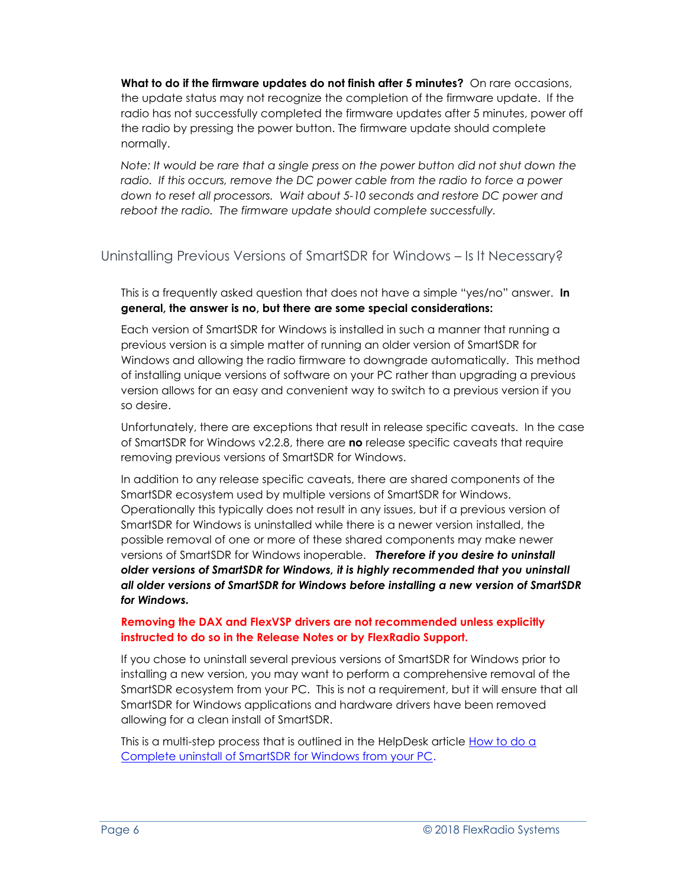**What to do if the firmware updates do not finish after 5 minutes?** On rare occasions, the update status may not recognize the completion of the firmware update. If the radio has not successfully completed the firmware updates after 5 minutes, power off the radio by pressing the power button. The firmware update should complete normally.

*Note: It would be rare that a single press on the power button did not shut down the radio. If this occurs, remove the DC power cable from the radio to force a power down to reset all processors. Wait about 5-10 seconds and restore DC power and reboot the radio. The firmware update should complete successfully.*

## Uninstalling Previous Versions of SmartSDR for Windows – Is It Necessary?

This is a frequently asked question that does not have a simple "yes/no" answer. **In general, the answer is no, but there are some special considerations:**

Each version of SmartSDR for Windows is installed in such a manner that running a previous version is a simple matter of running an older version of SmartSDR for Windows and allowing the radio firmware to downgrade automatically. This method of installing unique versions of software on your PC rather than upgrading a previous version allows for an easy and convenient way to switch to a previous version if you so desire.

Unfortunately, there are exceptions that result in release specific caveats. In the case of SmartSDR for Windows v2.2.8, there are **no** release specific caveats that require removing previous versions of SmartSDR for Windows.

In addition to any release specific caveats, there are shared components of the SmartSDR ecosystem used by multiple versions of SmartSDR for Windows. Operationally this typically does not result in any issues, but if a previous version of SmartSDR for Windows is uninstalled while there is a newer version installed, the possible removal of one or more of these shared components may make newer versions of SmartSDR for Windows inoperable. ***Therefore if you desire to uninstall older versions of SmartSDR for Windows, it is highly recommended that you uninstall all older versions of SmartSDR for Windows before installing a new version of SmartSDR for Windows.***

**Removing the DAX and FlexVSP drivers are not recommended unless explicitly instructed to do so in the Release Notes or by FlexRadio Support.**

If you chose to uninstall several previous versions of SmartSDR for Windows prior to installing a new version, you may want to perform a comprehensive removal of the SmartSDR ecosystem from your PC. This is not a requirement, but it will ensure that all SmartSDR for Windows applications and hardware drivers have been removed allowing for a clean install of SmartSDR.

This is a multi-step process that is outlined in the HelpDesk article How to do a Complete uninstall of SmartSDR for Windows from your PC.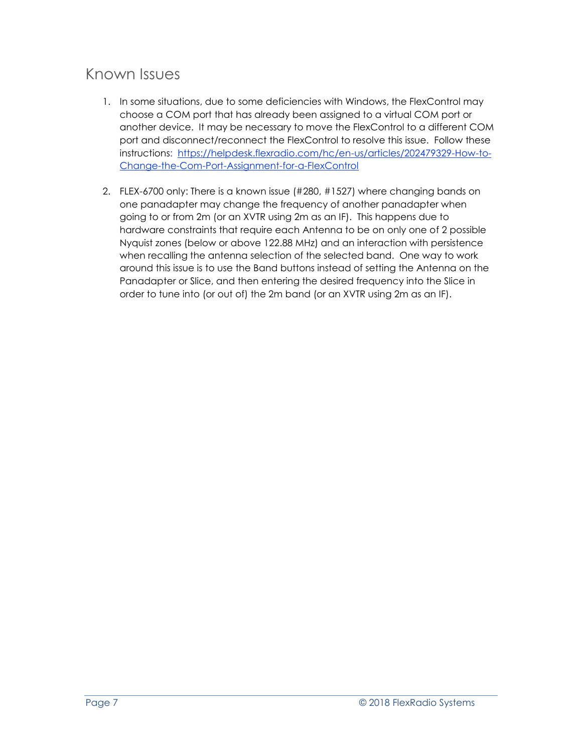## Known Issues

1. In some situations, due to some deficiencies with Windows, the FlexControl may choose a COM port that has already been assigned to a virtual COM port or another device. It may be necessary to move the FlexControl to a different COM port and disconnect/reconnect the FlexControl to resolve this issue. Follow these instructions: [https://helpdesk.flexradio.com/hc/en-us/articles/202479329-How-to-Change-the-Com-Port-Assignment-for-a-FlexControl](https://helpdesk.flexradio.com/hc/en-us/articles/202479329-How-to-Change-the-Com-Port-Assignment-for-a-FlexControl)

2. FLEX-6700 only: There is a known issue (#280, #1527) where changing bands on one panadapter may change the frequency of another panadapter when going to or from 2m (or an XVTR using 2m as an IF). This happens due to hardware constraints that require each Antenna to be on only one of 2 possible Nyquist zones (below or above 122.88 MHz) and an interaction with persistence when recalling the antenna selection of the selected band. One way to work around this issue is to use the Band buttons instead of setting the Antenna on the Panadapter or Slice, and then entering the desired frequency into the Slice in order to tune into (or out of) the 2m band (or an XVTR using 2m as an IF).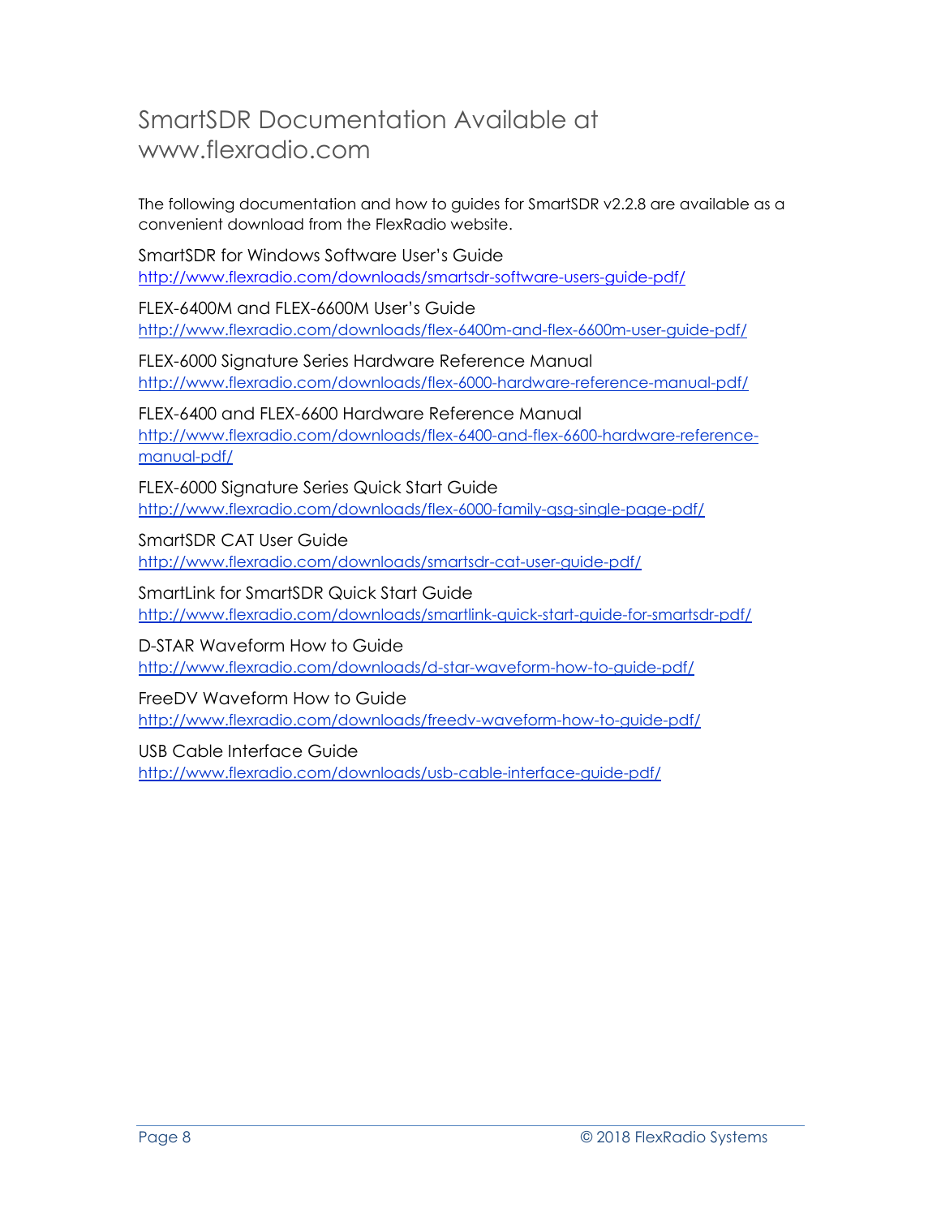# SmartSDR Documentation Available at www.flexradio.com

The following documentation and how to guides for SmartSDR v2.2.8 are available as a convenient download from the FlexRadio website.

SmartSDR for Windows Software User's Guide
http://www.flexradio.com/downloads/smartsdr-software-users-guide-pdf/

FLEX-6400M and FLEX-6600M User's Guide
http://www.flexradio.com/downloads/flex-6400m-and-flex-6600m-user-guide-pdf/

FLEX-6000 Signature Series Hardware Reference Manual
http://www.flexradio.com/downloads/flex-6000-hardware-reference-manual-pdf/

FLEX-6400 and FLEX-6600 Hardware Reference Manual
http://www.flexradio.com/downloads/flex-6400-and-flex-6600-hardware-reference-manual-pdf/

FLEX-6000 Signature Series Quick Start Guide
http://www.flexradio.com/downloads/flex-6000-family-qsg-single-page-pdf/

SmartSDR CAT User Guide
http://www.flexradio.com/downloads/smartsdr-cat-user-guide-pdf/

SmartLink for SmartSDR Quick Start Guide
http://www.flexradio.com/downloads/smartlink-quick-start-guide-for-smartsdr-pdf/

D-STAR Waveform How to Guide
http://www.flexradio.com/downloads/d-star-waveform-how-to-guide-pdf/

FreeDV Waveform How to Guide
http://www.flexradio.com/downloads/freedv-waveform-how-to-guide-pdf/

USB Cable Interface Guide
http://www.flexradio.com/downloads/usb-cable-interface-guide-pdf/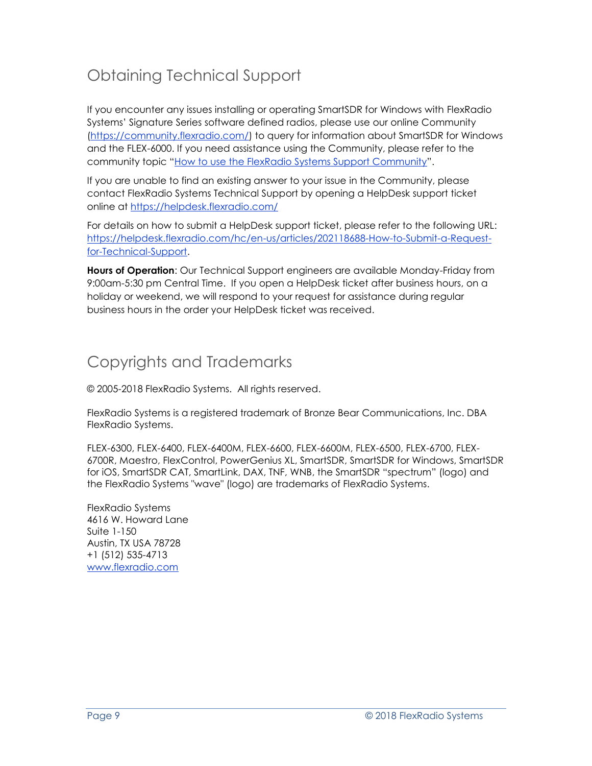# Obtaining Technical Support

If you encounter any issues installing or operating SmartSDR for Windows with FlexRadio Systems' Signature Series software defined radios, please use our online Community (https://community.flexradio.com/) to query for information about SmartSDR for Windows and the FLEX-6000. If you need assistance using the Community, please refer to the community topic "How to use the FlexRadio Systems Support Community".

If you are unable to find an existing answer to your issue in the Community, please contact FlexRadio Systems Technical Support by opening a HelpDesk support ticket online at https://helpdesk.flexradio.com/

For details on how to submit a HelpDesk support ticket, please refer to the following URL: https://helpdesk.flexradio.com/hc/en-us/articles/202118688-How-to-Submit-a-Request-for-Technical-Support.

**Hours of Operation**: Our Technical Support engineers are available Monday-Friday from 9:00am-5:30 pm Central Time. If you open a HelpDesk ticket after business hours, on a holiday or weekend, we will respond to your request for assistance during regular business hours in the order your HelpDesk ticket was received.

# Copyrights and Trademarks

© 2005-2018 FlexRadio Systems. All rights reserved.

FlexRadio Systems is a registered trademark of Bronze Bear Communications, Inc. DBA FlexRadio Systems.

FLEX-6300, FLEX-6400, FLEX-6400M, FLEX-6600, FLEX-6600M, FLEX-6500, FLEX-6700, FLEX-6700R, Maestro, FlexControl, PowerGenius XL, SmartSDR, SmartSDR for Windows, SmartSDR for iOS, SmartSDR CAT, SmartLink, DAX, TNF, WNB, the SmartSDR "spectrum" (logo) and the FlexRadio Systems "wave" (logo) are trademarks of FlexRadio Systems.

FlexRadio Systems
4616 W. Howard Lane
Suite 1-150
Austin, TX USA 78728
+1 (512) 535-4713
www.flexradio.com